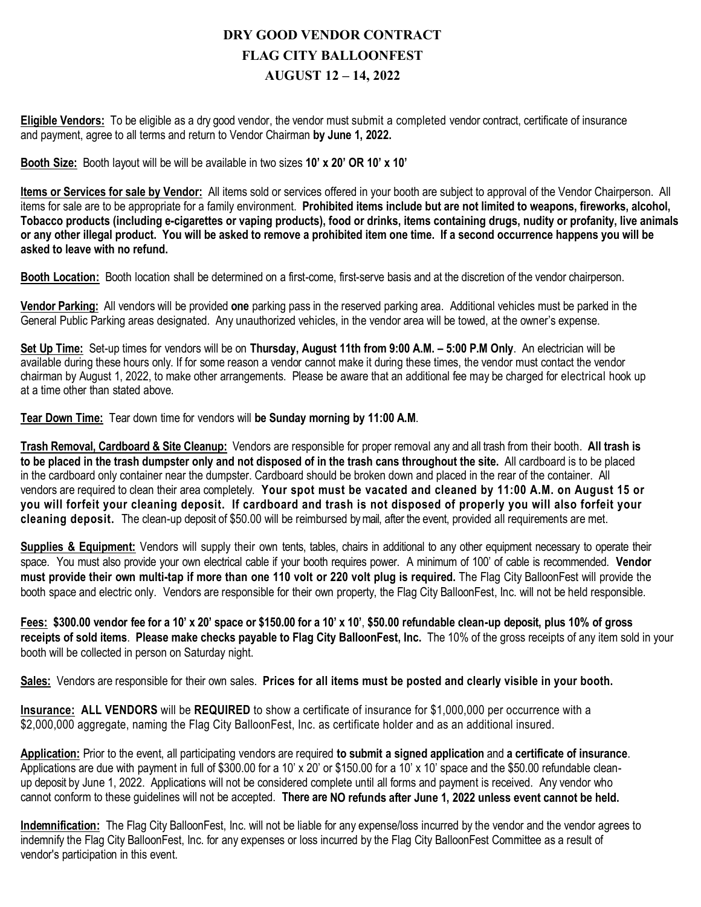# DRY GOOD VENDOR CONTRACT
# FLAG CITY BALLOONFEST
# AUGUST 12 – 14, 2022

**Eligible Vendors:** To be eligible as a dry good vendor, the vendor must submit a completed vendor contract, certificate of insurance and payment, agree to all terms and return to Vendor Chairman **by June 1, 2022.**

**Booth Size:** Booth layout will be will be available in two sizes **10' x 20' OR 10' x 10'**

**Items or Services for sale by Vendor:** All items sold or services offered in your booth are subject to approval of the Vendor Chairperson. All items for sale are to be appropriate for a family environment. **Prohibited items include but are not limited to weapons, fireworks, alcohol, Tobacco products (including e-cigarettes or vaping products), food or drinks, items containing drugs, nudity or profanity, live animals or any other illegal product. You will be asked to remove a prohibited item one time. If a second occurrence happens you will be asked to leave with no refund.**

**Booth Location:** Booth location shall be determined on a first-come, first-serve basis and at the discretion of the vendor chairperson.

**Vendor Parking:** All vendors will be provided **one** parking pass in the reserved parking area. Additional vehicles must be parked in the General Public Parking areas designated. Any unauthorized vehicles, in the vendor area will be towed, at the owner's expense.

**Set Up Time:** Set-up times for vendors will be on **Thursday, August 11th from 9:00 A.M. – 5:00 P.M Only**. An electrician will be available during these hours only. If for some reason a vendor cannot make it during these times, the vendor must contact the vendor chairman by August 1, 2022, to make other arrangements. Please be aware that an additional fee may be charged for electrical hook up at a time other than stated above.

**Tear Down Time:** Tear down time for vendors will **be Sunday morning by 11:00 A.M**.

**Trash Removal, Cardboard & Site Cleanup:** Vendors are responsible for proper removal any and all trash from their booth. **All trash is to be placed in the trash dumpster only and not disposed of in the trash cans throughout the site.** All cardboard is to be placed in the cardboard only container near the dumpster. Cardboard should be broken down and placed in the rear of the container. All vendors are required to clean their area completely. **Your spot must be vacated and cleaned by 11:00 A.M. on August 15 or you will forfeit your cleaning deposit. If cardboard and trash is not disposed of properly you will also forfeit your cleaning deposit.** The clean-up deposit of $50.00 will be reimbursed by mail, after the event, provided all requirements are met.

**Supplies & Equipment:** Vendors will supply their own tents, tables, chairs in additional to any other equipment necessary to operate their space. You must also provide your own electrical cable if your booth requires power. A minimum of 100' of cable is recommended. **Vendor must provide their own multi-tap if more than one 110 volt or 220 volt plug is required.** The Flag City BalloonFest will provide the booth space and electric only. Vendors are responsible for their own property, the Flag City BalloonFest, Inc. will not be held responsible.

**Fees: $300.00 vendor fee for a 10' x 20' space or $150.00 for a 10' x 10'**, **$50.00 refundable clean-up deposit, plus 10% of gross receipts of sold items**. **Please make checks payable to Flag City BalloonFest, Inc.** The 10% of the gross receipts of any item sold in your booth will be collected in person on Saturday night.

**Sales:** Vendors are responsible for their own sales. **Prices for all items must be posted and clearly visible in your booth.**

**Insurance: ALL VENDORS** will be **REQUIRED** to show a certificate of insurance for $1,000,000 per occurrence with a $2,000,000 aggregate, naming the Flag City BalloonFest, Inc. as certificate holder and as an additional insured.

**Application:** Prior to the event, all participating vendors are required **to submit a signed application** and **a certificate of insurance**. Applications are due with payment in full of $300.00 for a 10' x 20' or $150.00 for a 10' x 10' space and the $50.00 refundable clean-up deposit by June 1, 2022. Applications will not be considered complete until all forms and payment is received. Any vendor who cannot conform to these guidelines will not be accepted. **There are NO refunds after June 1, 2022 unless event cannot be held.**

**Indemnification:** The Flag City BalloonFest, Inc. will not be liable for any expense/loss incurred by the vendor and the vendor agrees to indemnify the Flag City BalloonFest, Inc. for any expenses or loss incurred by the Flag City BalloonFest Committee as a result of vendor's participation in this event.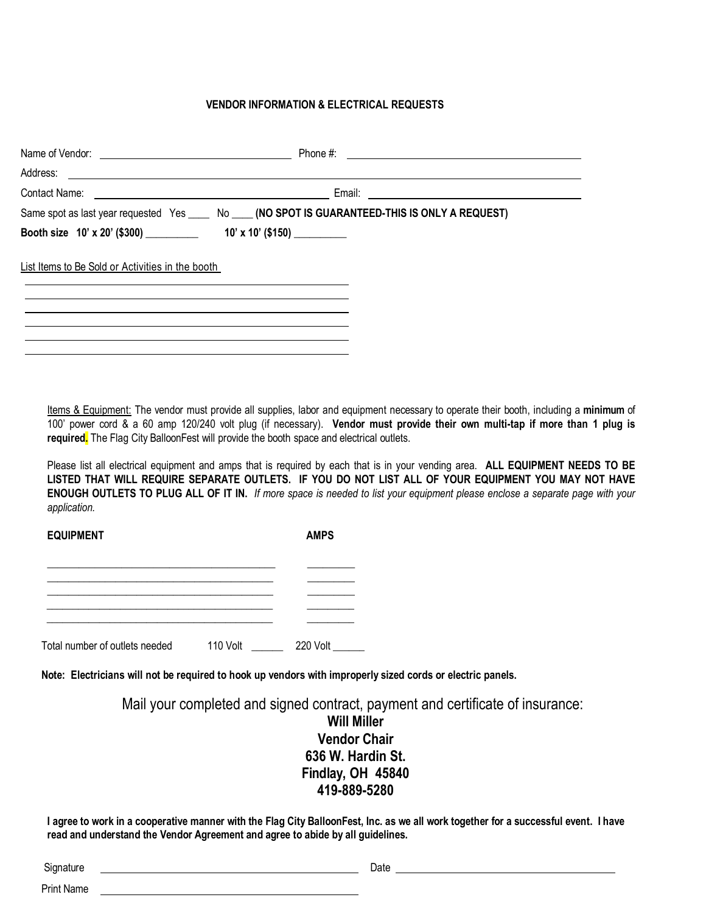## VENDOR INFORMATION & ELECTRICAL REQUESTS

Name of Vendor: ______________________________ Phone #: ______________________________

Address: ____________________________________________________________

Contact Name: ______________________________ Email: ______________________________

Same spot as last year requested Yes ____ No ____ **(NO SPOT IS GUARANTEED-THIS IS ONLY A REQUEST)**

**Booth size 10' x 20' ($300)** __________ **10' x 10' ($150)** __________

List Items to Be Sold or Activities in the booth

______________________________________________

______________________________________________

______________________________________________

______________________________________________

______________________________________________

______________________________________________

Items & Equipment: The vendor must provide all supplies, labor and equipment necessary to operate their booth, including a **minimum** of 100' power cord & a 60 amp 120/240 volt plug (if necessary). **Vendor must provide their own multi-tap if more than 1 plug is required.** The Flag City BalloonFest will provide the booth space and electrical outlets.

Please list all electrical equipment and amps that is required by each that is in your vending area. **ALL EQUIPMENT NEEDS TO BE LISTED THAT WILL REQUIRE SEPARATE OUTLETS. IF YOU DO NOT LIST ALL OF YOUR EQUIPMENT YOU MAY NOT HAVE ENOUGH OUTLETS TO PLUG ALL OF IT IN.** *If more space is needed to list your equipment please enclose a separate page with your application.*

| EQUIPMENT | AMPS |
|---|---|
| ______________________________ | ________ |
| ______________________________ | ________ |
| ______________________________ | ________ |
| ______________________________ | ________ |
| ______________________________ | ________ |

Total number of outlets needed 110 Volt ______ 220 Volt ______

**Note: Electricians will not be required to hook up vendors with improperly sized cords or electric panels.**

Mail your completed and signed contract, payment and certificate of insurance:

**Will Miller**
**Vendor Chair**
**636 W. Hardin St.**
**Findlay, OH 45840**
**419-889-5280**

**I agree to work in a cooperative manner with the Flag City BalloonFest, Inc. as we all work together for a successful event. I have read and understand the Vendor Agreement and agree to abide by all guidelines.**

Signature ______________________________ Date ______________________________

Print Name ______________________________